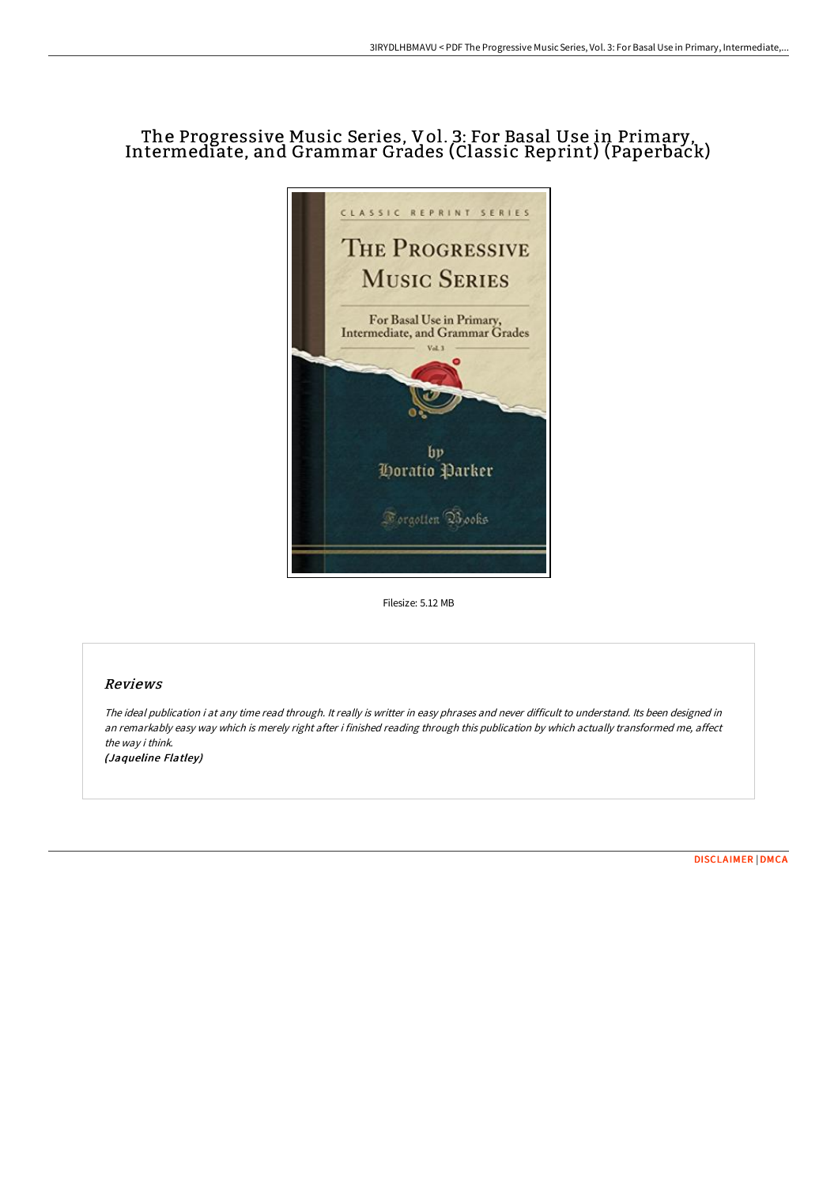# The Progressive Music Series, Vol. 3: For Basal Use in Primary, Intermediate, and Grammar Grades (Classic Reprint) (Paperback)

Filesize: 5.12 MB

## Reviews

*The ideal publication i at any time read through. It really is writter in easy phrases and never difficult to understand. Its been designed in an remarkably easy way which is merely right after i finished reading through this publication by which actually transformed me, affect the way i think.*

*(Jaqueline Flatley)*

DISCLAIMER | DMCA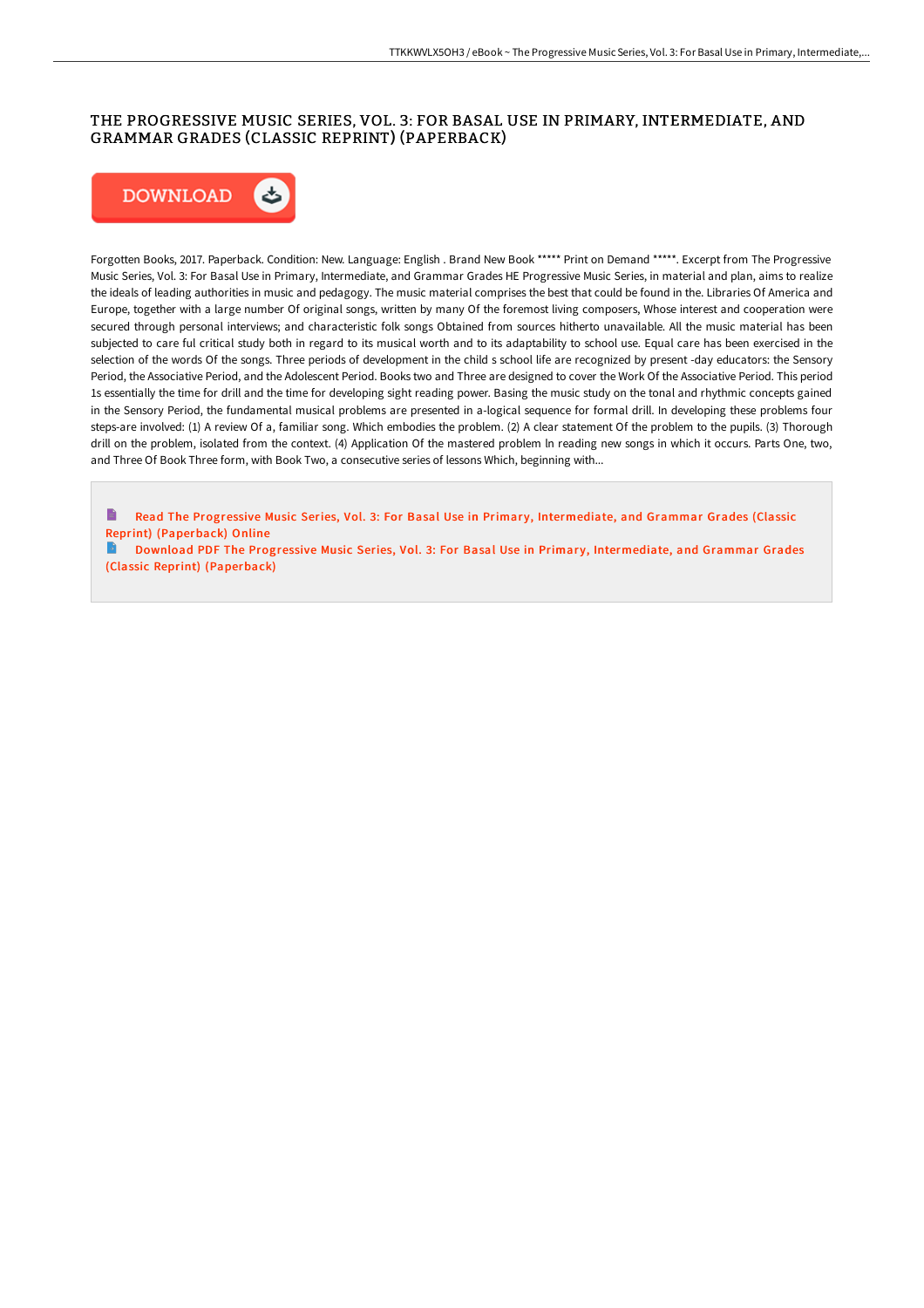# THE PROGRESSIVE MUSIC SERIES, VOL. 3: FOR BASAL USE IN PRIMARY, INTERMEDIATE, AND GRAMMAR GRADES (CLASSIC REPRINT) (PAPERBACK)

DOWNLOAD

Forgotten Books, 2017. Paperback. Condition: New. Language: English . Brand New Book ***** Print on Demand *****. Excerpt from The Progressive Music Series, Vol. 3: For Basal Use in Primary, Intermediate, and Grammar Grades HE Progressive Music Series, in material and plan, aims to realize the ideals of leading authorities in music and pedagogy. The music material comprises the best that could be found in the. Libraries Of America and Europe, together with a large number Of original songs, written by many Of the foremost living composers, Whose interest and cooperation were secured through personal interviews; and characteristic folk songs Obtained from sources hitherto unavailable. All the music material has been subjected to care ful critical study both in regard to its musical worth and to its adaptability to school use. Equal care has been exercised in the selection of the words Of the songs. Three periods of development in the child s school life are recognized by present -day educators: the Sensory Period, the Associative Period, and the Adolescent Period. Books two and Three are designed to cover the Work Of the Associative Period. This period 1s essentially the time for drill and the time for developing sight reading power. Basing the music study on the tonal and rhythmic concepts gained in the Sensory Period, the fundamental musical problems are presented in a-logical sequence for formal drill. In developing these problems four steps-are involved: (1) A review Of a, familiar song. Which embodies the problem. (2) A clear statement Of the problem to the pupils. (3) Thorough drill on the problem, isolated from the context. (4) Application Of the mastered problem ln reading new songs in which it occurs. Parts One, two, and Three Of Book Three form, with Book Two, a consecutive series of lessons Which, beginning with...

Read The Progressive Music Series, Vol. 3: For Basal Use in Primary, Intermediate, and Grammar Grades (Classic Reprint) (Paperback) Online

Download PDF The Progressive Music Series, Vol. 3: For Basal Use in Primary, Intermediate, and Grammar Grades (Classic Reprint) (Paperback)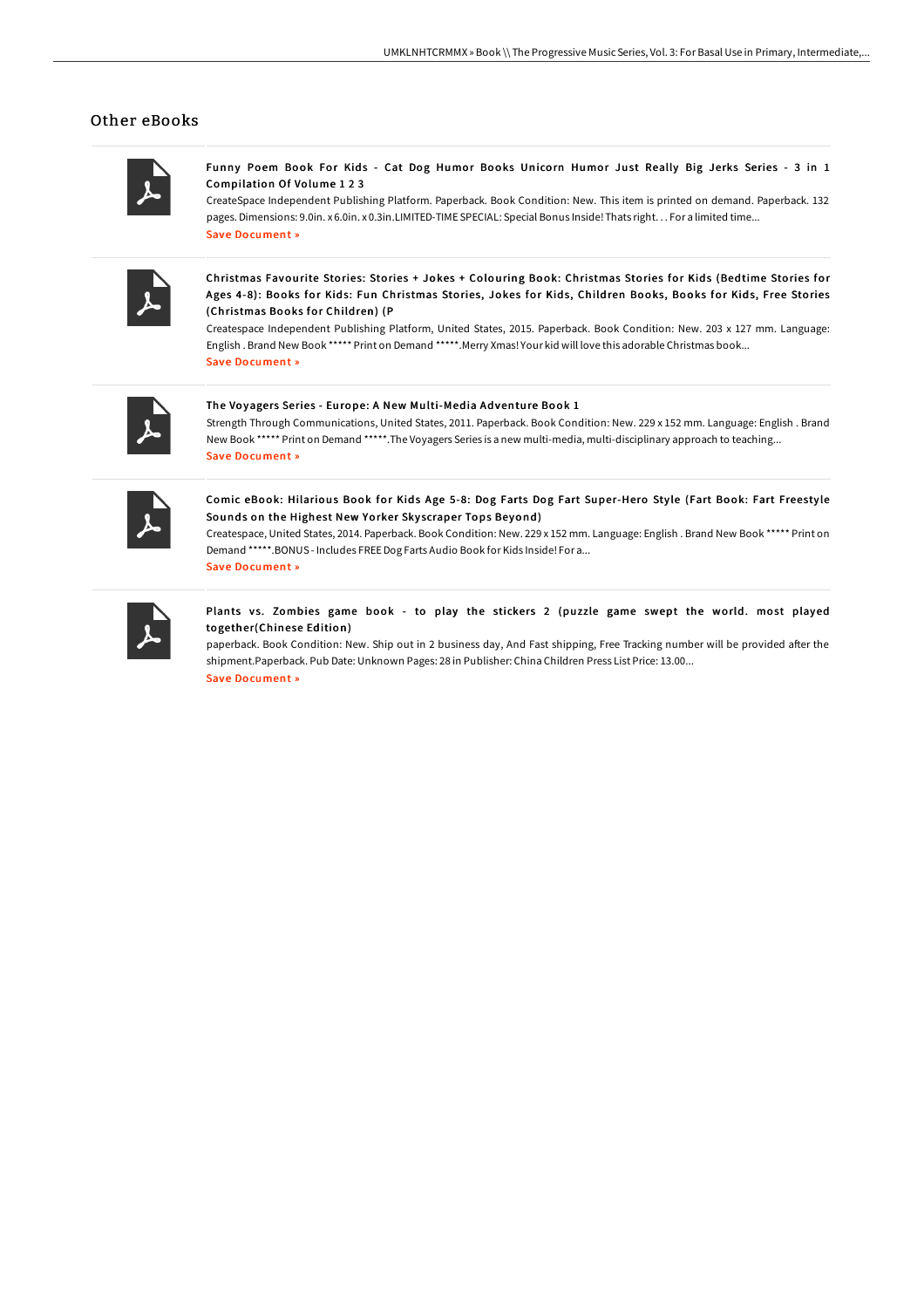## Other eBooks

**Funny Poem Book For Kids - Cat Dog Humor Books Unicorn Humor Just Really Big Jerks Series - 3 in 1 Compilation Of Volume 1 2 3**

CreateSpace Independent Publishing Platform. Paperback. Book Condition: New. This item is printed on demand. Paperback. 132 pages. Dimensions: 9.0in. x 6.0in. x 0.3in.LIMITED-TIME SPECIAL: Special Bonus Inside! Thats right. . . For a limited time...

Save Document »

**Christmas Favourite Stories: Stories + Jokes + Colouring Book: Christmas Stories for Kids (Bedtime Stories for Ages 4-8): Books for Kids: Fun Christmas Stories, Jokes for Kids, Children Books, Books for Kids, Free Stories (Christmas Books for Children) (P**

Createspace Independent Publishing Platform, United States, 2015. Paperback. Book Condition: New. 203 x 127 mm. Language: English . Brand New Book ***** Print on Demand *****.Merry Xmas! Your kid will love this adorable Christmas book...

Save Document »

**The Voyagers Series - Europe: A New Multi-Media Adventure Book 1**

Strength Through Communications, United States, 2011. Paperback. Book Condition: New. 229 x 152 mm. Language: English . Brand New Book ***** Print on Demand *****.The Voyagers Series is a new multi-media, multi-disciplinary approach to teaching...

Save Document »

**Comic eBook: Hilarious Book for Kids Age 5-8: Dog Farts Dog Fart Super-Hero Style (Fart Book: Fart Freestyle Sounds on the Highest New Yorker Skyscraper Tops Beyond)**

Createspace, United States, 2014. Paperback. Book Condition: New. 229 x 152 mm. Language: English . Brand New Book ***** Print on Demand *****.BONUS - Includes FREE Dog Farts Audio Book for Kids Inside! For a...

Save Document »

**Plants vs. Zombies game book - to play the stickers 2 (puzzle game swept the world. most played together(Chinese Edition)**

paperback. Book Condition: New. Ship out in 2 business day, And Fast shipping, Free Tracking number will be provided after the shipment.Paperback. Pub Date: Unknown Pages: 28 in Publisher: China Children Press List Price: 13.00...

Save Document »